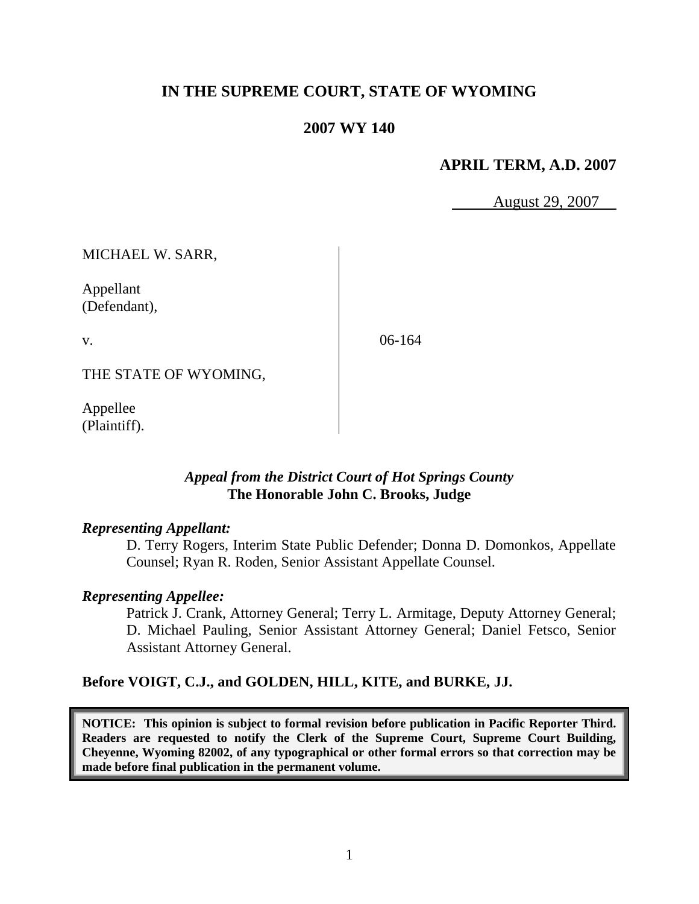# IN THE SUPREME COURT, STATE OF WYOMING

## 2007 WY 140

**APRIL TERM, A.D. 2007**

August 29, 2007

MICHAEL W. SARR,

Appellant
(Defendant),

v.

06-164

THE STATE OF WYOMING,

Appellee
(Plaintiff).

***Appeal from the District Court of Hot Springs County***
**The Honorable John C. Brooks, Judge**

***Representing Appellant:***

D. Terry Rogers, Interim State Public Defender; Donna D. Domonkos, Appellate Counsel; Ryan R. Roden, Senior Assistant Appellate Counsel.

***Representing Appellee:***

Patrick J. Crank, Attorney General; Terry L. Armitage, Deputy Attorney General; D. Michael Pauling, Senior Assistant Attorney General; Daniel Fetsco, Senior Assistant Attorney General.

**Before VOIGT, C.J., and GOLDEN, HILL, KITE, and BURKE, JJ.**

**NOTICE: This opinion is subject to formal revision before publication in Pacific Reporter Third. Readers are requested to notify the Clerk of the Supreme Court, Supreme Court Building, Cheyenne, Wyoming 82002, of any typographical or other formal errors so that correction may be made before final publication in the permanent volume.**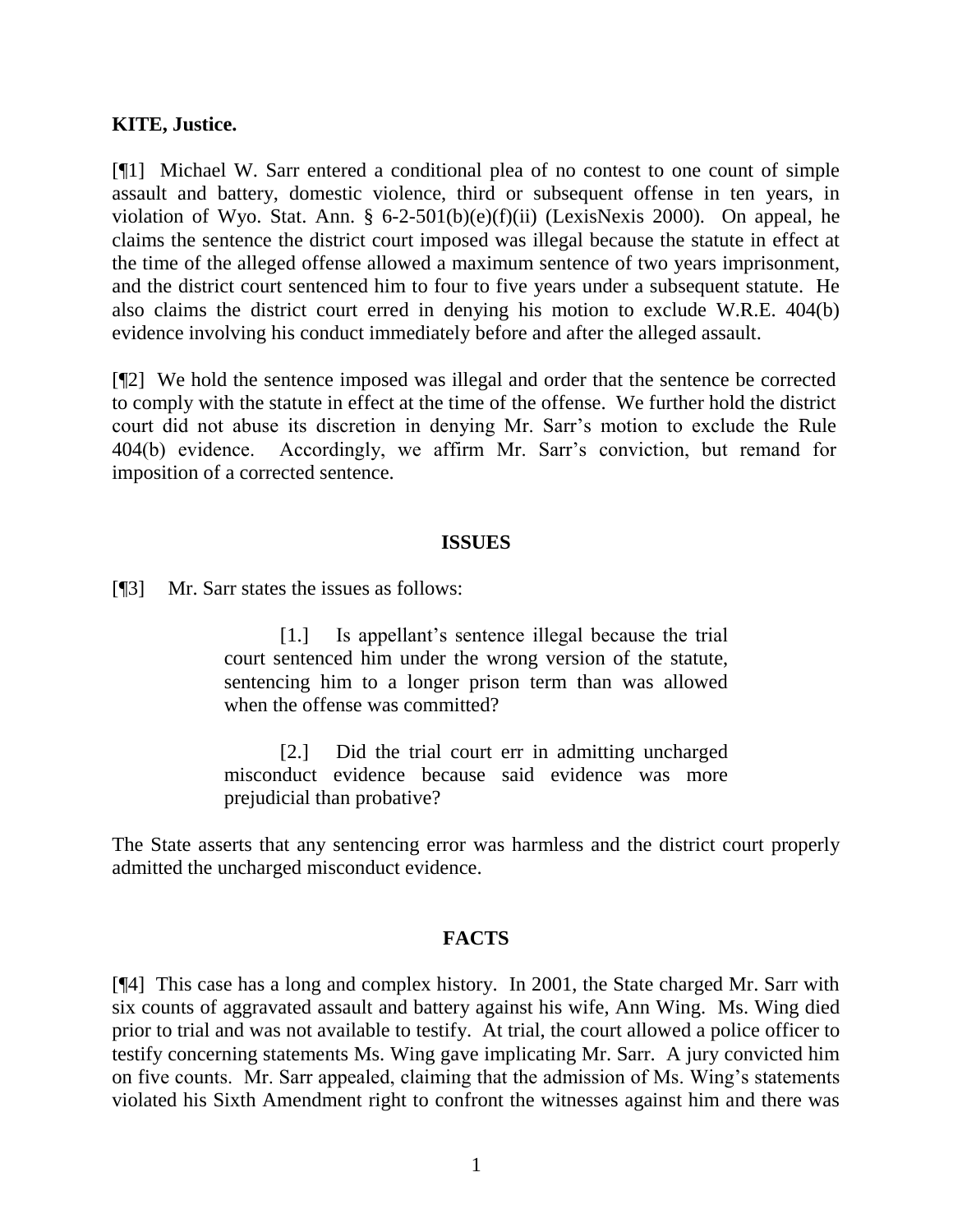**KITE, Justice.**

[¶1] Michael W. Sarr entered a conditional plea of no contest to one count of simple assault and battery, domestic violence, third or subsequent offense in ten years, in violation of Wyo. Stat. Ann. § 6-2-501(b)(e)(f)(ii) (LexisNexis 2000). On appeal, he claims the sentence the district court imposed was illegal because the statute in effect at the time of the alleged offense allowed a maximum sentence of two years imprisonment, and the district court sentenced him to four to five years under a subsequent statute. He also claims the district court erred in denying his motion to exclude W.R.E. 404(b) evidence involving his conduct immediately before and after the alleged assault.

[¶2] We hold the sentence imposed was illegal and order that the sentence be corrected to comply with the statute in effect at the time of the offense. We further hold the district court did not abuse its discretion in denying Mr. Sarr's motion to exclude the Rule 404(b) evidence. Accordingly, we affirm Mr. Sarr's conviction, but remand for imposition of a corrected sentence.

## ISSUES

[¶3] Mr. Sarr states the issues as follows:

> [1.] Is appellant's sentence illegal because the trial court sentenced him under the wrong version of the statute, sentencing him to a longer prison term than was allowed when the offense was committed?
>
> [2.] Did the trial court err in admitting uncharged misconduct evidence because said evidence was more prejudicial than probative?

The State asserts that any sentencing error was harmless and the district court properly admitted the uncharged misconduct evidence.

## FACTS

[¶4] This case has a long and complex history. In 2001, the State charged Mr. Sarr with six counts of aggravated assault and battery against his wife, Ann Wing. Ms. Wing died prior to trial and was not available to testify. At trial, the court allowed a police officer to testify concerning statements Ms. Wing gave implicating Mr. Sarr. A jury convicted him on five counts. Mr. Sarr appealed, claiming that the admission of Ms. Wing's statements violated his Sixth Amendment right to confront the witnesses against him and there was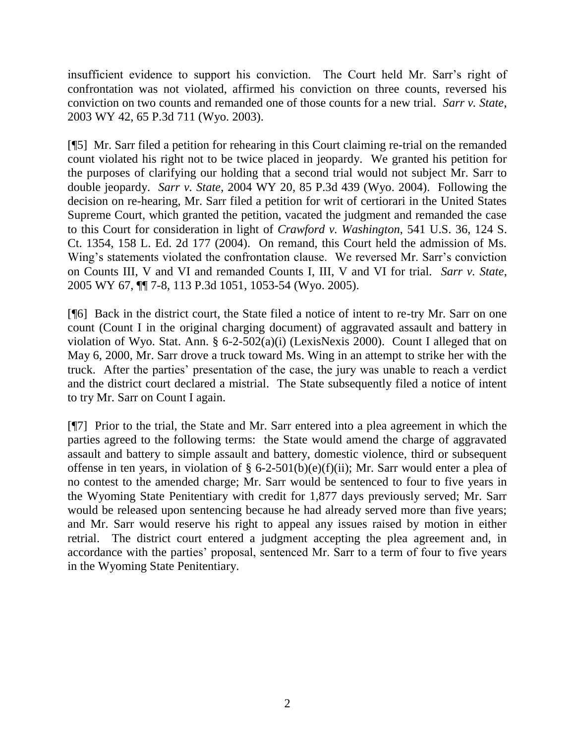insufficient evidence to support his conviction. The Court held Mr. Sarr's right of confrontation was not violated, affirmed his conviction on three counts, reversed his conviction on two counts and remanded one of those counts for a new trial. *Sarr v. State*, 2003 WY 42, 65 P.3d 711 (Wyo. 2003).

[¶5] Mr. Sarr filed a petition for rehearing in this Court claiming re-trial on the remanded count violated his right not to be twice placed in jeopardy. We granted his petition for the purposes of clarifying our holding that a second trial would not subject Mr. Sarr to double jeopardy. *Sarr v. State*, 2004 WY 20, 85 P.3d 439 (Wyo. 2004). Following the decision on re-hearing, Mr. Sarr filed a petition for writ of certiorari in the United States Supreme Court, which granted the petition, vacated the judgment and remanded the case to this Court for consideration in light of *Crawford v. Washington*, 541 U.S. 36, 124 S. Ct. 1354, 158 L. Ed. 2d 177 (2004). On remand, this Court held the admission of Ms. Wing's statements violated the confrontation clause. We reversed Mr. Sarr's conviction on Counts III, V and VI and remanded Counts I, III, V and VI for trial. *Sarr v. State*, 2005 WY 67, ¶¶ 7-8, 113 P.3d 1051, 1053-54 (Wyo. 2005).

[¶6] Back in the district court, the State filed a notice of intent to re-try Mr. Sarr on one count (Count I in the original charging document) of aggravated assault and battery in violation of Wyo. Stat. Ann. § 6-2-502(a)(i) (LexisNexis 2000). Count I alleged that on May 6, 2000, Mr. Sarr drove a truck toward Ms. Wing in an attempt to strike her with the truck. After the parties' presentation of the case, the jury was unable to reach a verdict and the district court declared a mistrial. The State subsequently filed a notice of intent to try Mr. Sarr on Count I again.

[¶7] Prior to the trial, the State and Mr. Sarr entered into a plea agreement in which the parties agreed to the following terms: the State would amend the charge of aggravated assault and battery to simple assault and battery, domestic violence, third or subsequent offense in ten years, in violation of § 6-2-501(b)(e)(f)(ii); Mr. Sarr would enter a plea of no contest to the amended charge; Mr. Sarr would be sentenced to four to five years in the Wyoming State Penitentiary with credit for 1,877 days previously served; Mr. Sarr would be released upon sentencing because he had already served more than five years; and Mr. Sarr would reserve his right to appeal any issues raised by motion in either retrial. The district court entered a judgment accepting the plea agreement and, in accordance with the parties' proposal, sentenced Mr. Sarr to a term of four to five years in the Wyoming State Penitentiary.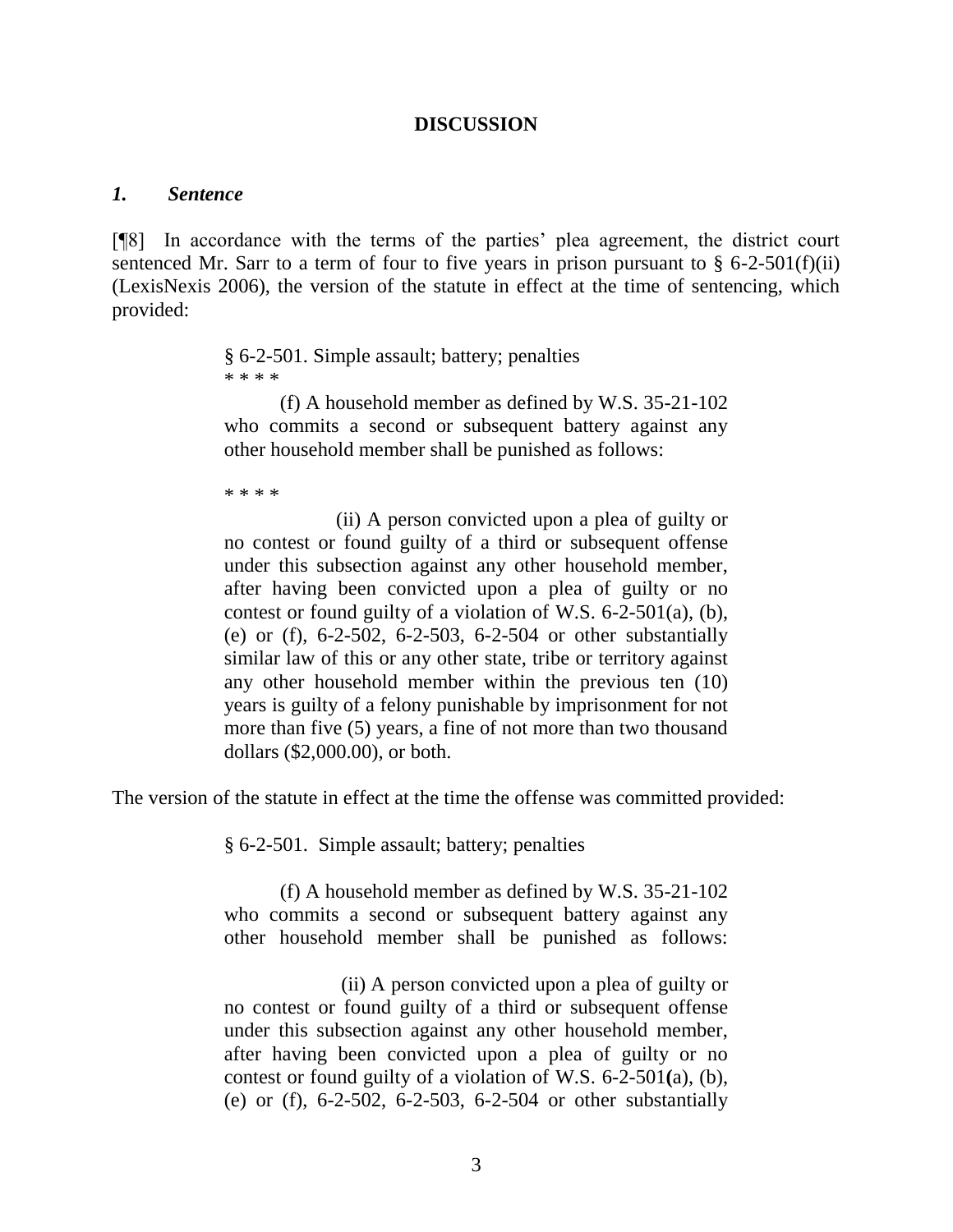## DISCUSSION

### *1. Sentence*

[¶8] In accordance with the terms of the parties' plea agreement, the district court sentenced Mr. Sarr to a term of four to five years in prison pursuant to § 6-2-501(f)(ii) (LexisNexis 2006), the version of the statute in effect at the time of sentencing, which provided:

> § 6-2-501. Simple assault; battery; penalties
>
> * * * *
>
> (f) A household member as defined by W.S. 35-21-102 who commits a second or subsequent battery against any other household member shall be punished as follows:
>
> * * * *
>
> (ii) A person convicted upon a plea of guilty or no contest or found guilty of a third or subsequent offense under this subsection against any other household member, after having been convicted upon a plea of guilty or no contest or found guilty of a violation of W.S. 6-2-501(a), (b), (e) or (f), 6-2-502, 6-2-503, 6-2-504 or other substantially similar law of this or any other state, tribe or territory against any other household member within the previous ten (10) years is guilty of a felony punishable by imprisonment for not more than five (5) years, a fine of not more than two thousand dollars ($2,000.00), or both.

The version of the statute in effect at the time the offense was committed provided:

> § 6-2-501. Simple assault; battery; penalties
>
> (f) A household member as defined by W.S. 35-21-102 who commits a second or subsequent battery against any other household member shall be punished as follows:
>
> (ii) A person convicted upon a plea of guilty or no contest or found guilty of a third or subsequent offense under this subsection against any other household member, after having been convicted upon a plea of guilty or no contest or found guilty of a violation of W.S. 6-2-501(a), (b), (e) or (f), 6-2-502, 6-2-503, 6-2-504 or other substantially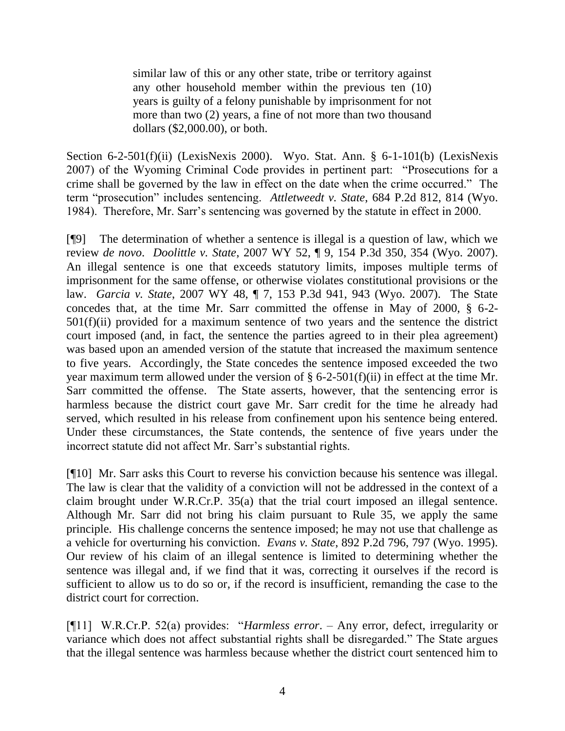> similar law of this or any other state, tribe or territory against any other household member within the previous ten (10) years is guilty of a felony punishable by imprisonment for not more than two (2) years, a fine of not more than two thousand dollars ($2,000.00), or both.

Section 6-2-501(f)(ii) (LexisNexis 2000). Wyo. Stat. Ann. § 6-1-101(b) (LexisNexis 2007) of the Wyoming Criminal Code provides in pertinent part: "Prosecutions for a crime shall be governed by the law in effect on the date when the crime occurred." The term "prosecution" includes sentencing. *Attletweedt v. State*, 684 P.2d 812, 814 (Wyo. 1984). Therefore, Mr. Sarr's sentencing was governed by the statute in effect in 2000.

[¶9] The determination of whether a sentence is illegal is a question of law, which we review *de novo*. *Doolittle v. State*, 2007 WY 52, ¶ 9, 154 P.3d 350, 354 (Wyo. 2007). An illegal sentence is one that exceeds statutory limits, imposes multiple terms of imprisonment for the same offense, or otherwise violates constitutional provisions or the law. *Garcia v. State*, 2007 WY 48, ¶ 7, 153 P.3d 941, 943 (Wyo. 2007). The State concedes that, at the time Mr. Sarr committed the offense in May of 2000, § 6-2-501(f)(ii) provided for a maximum sentence of two years and the sentence the district court imposed (and, in fact, the sentence the parties agreed to in their plea agreement) was based upon an amended version of the statute that increased the maximum sentence to five years. Accordingly, the State concedes the sentence imposed exceeded the two year maximum term allowed under the version of § 6-2-501(f)(ii) in effect at the time Mr. Sarr committed the offense. The State asserts, however, that the sentencing error is harmless because the district court gave Mr. Sarr credit for the time he already had served, which resulted in his release from confinement upon his sentence being entered. Under these circumstances, the State contends, the sentence of five years under the incorrect statute did not affect Mr. Sarr's substantial rights.

[¶10] Mr. Sarr asks this Court to reverse his conviction because his sentence was illegal. The law is clear that the validity of a conviction will not be addressed in the context of a claim brought under W.R.Cr.P. 35(a) that the trial court imposed an illegal sentence. Although Mr. Sarr did not bring his claim pursuant to Rule 35, we apply the same principle. His challenge concerns the sentence imposed; he may not use that challenge as a vehicle for overturning his conviction. *Evans v. State*, 892 P.2d 796, 797 (Wyo. 1995). Our review of his claim of an illegal sentence is limited to determining whether the sentence was illegal and, if we find that it was, correcting it ourselves if the record is sufficient to allow us to do so or, if the record is insufficient, remanding the case to the district court for correction.

[¶11] W.R.Cr.P. 52(a) provides: "*Harmless error*. – Any error, defect, irregularity or variance which does not affect substantial rights shall be disregarded." The State argues that the illegal sentence was harmless because whether the district court sentenced him to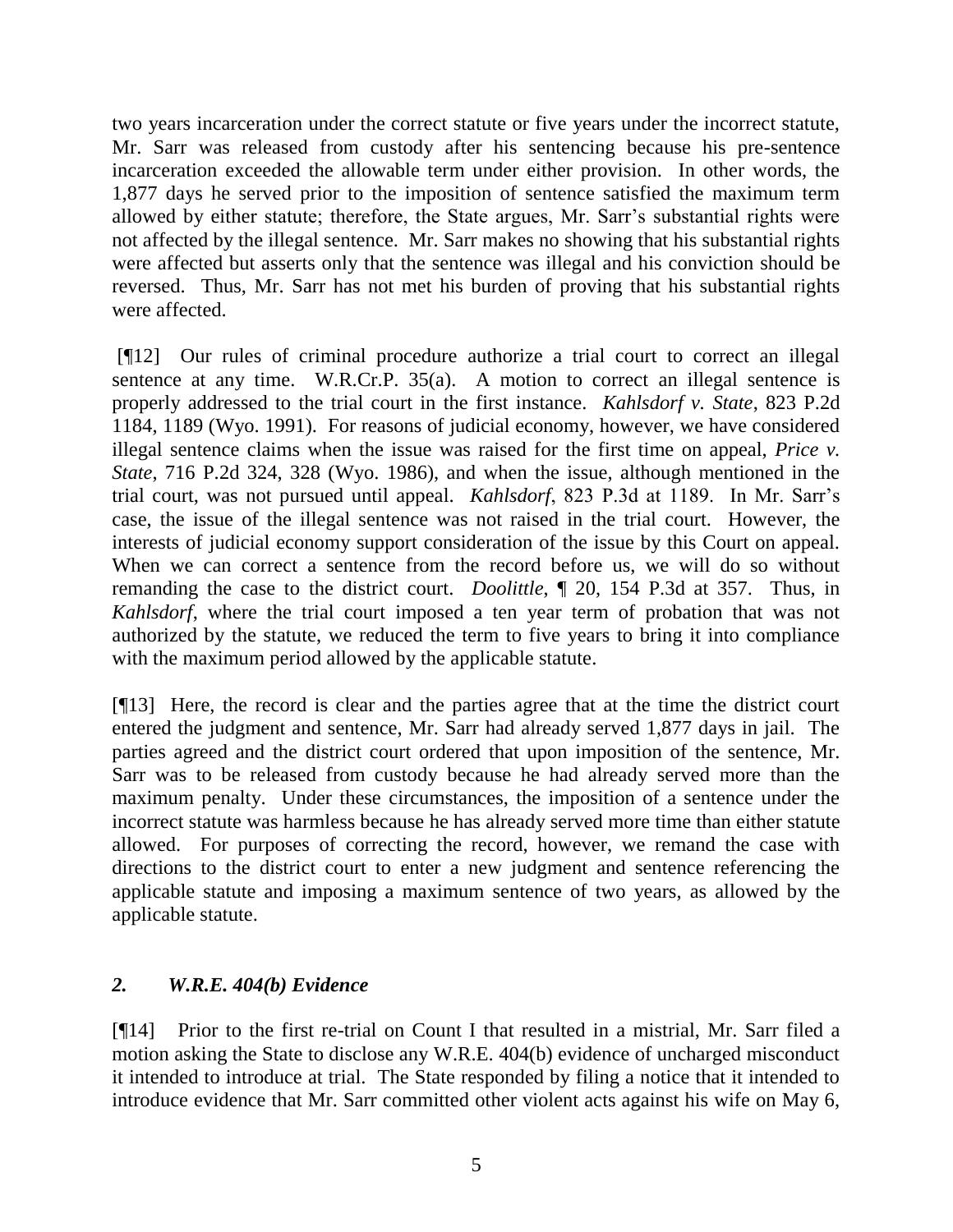two years incarceration under the correct statute or five years under the incorrect statute, Mr. Sarr was released from custody after his sentencing because his pre-sentence incarceration exceeded the allowable term under either provision. In other words, the 1,877 days he served prior to the imposition of sentence satisfied the maximum term allowed by either statute; therefore, the State argues, Mr. Sarr's substantial rights were not affected by the illegal sentence. Mr. Sarr makes no showing that his substantial rights were affected but asserts only that the sentence was illegal and his conviction should be reversed. Thus, Mr. Sarr has not met his burden of proving that his substantial rights were affected.

[¶12] Our rules of criminal procedure authorize a trial court to correct an illegal sentence at any time. W.R.Cr.P. 35(a). A motion to correct an illegal sentence is properly addressed to the trial court in the first instance. *Kahlsdorf v. State*, 823 P.2d 1184, 1189 (Wyo. 1991). For reasons of judicial economy, however, we have considered illegal sentence claims when the issue was raised for the first time on appeal, *Price v. State*, 716 P.2d 324, 328 (Wyo. 1986), and when the issue, although mentioned in the trial court, was not pursued until appeal. *Kahlsdorf*, 823 P.3d at 1189. In Mr. Sarr's case, the issue of the illegal sentence was not raised in the trial court. However, the interests of judicial economy support consideration of the issue by this Court on appeal. When we can correct a sentence from the record before us, we will do so without remanding the case to the district court. *Doolittle*, ¶ 20, 154 P.3d at 357. Thus, in *Kahlsdorf*, where the trial court imposed a ten year term of probation that was not authorized by the statute, we reduced the term to five years to bring it into compliance with the maximum period allowed by the applicable statute.

[¶13] Here, the record is clear and the parties agree that at the time the district court entered the judgment and sentence, Mr. Sarr had already served 1,877 days in jail. The parties agreed and the district court ordered that upon imposition of the sentence, Mr. Sarr was to be released from custody because he had already served more than the maximum penalty. Under these circumstances, the imposition of a sentence under the incorrect statute was harmless because he has already served more time than either statute allowed. For purposes of correcting the record, however, we remand the case with directions to the district court to enter a new judgment and sentence referencing the applicable statute and imposing a maximum sentence of two years, as allowed by the applicable statute.

## *2. W.R.E. 404(b) Evidence*

[¶14] Prior to the first re-trial on Count I that resulted in a mistrial, Mr. Sarr filed a motion asking the State to disclose any W.R.E. 404(b) evidence of uncharged misconduct it intended to introduce at trial. The State responded by filing a notice that it intended to introduce evidence that Mr. Sarr committed other violent acts against his wife on May 6,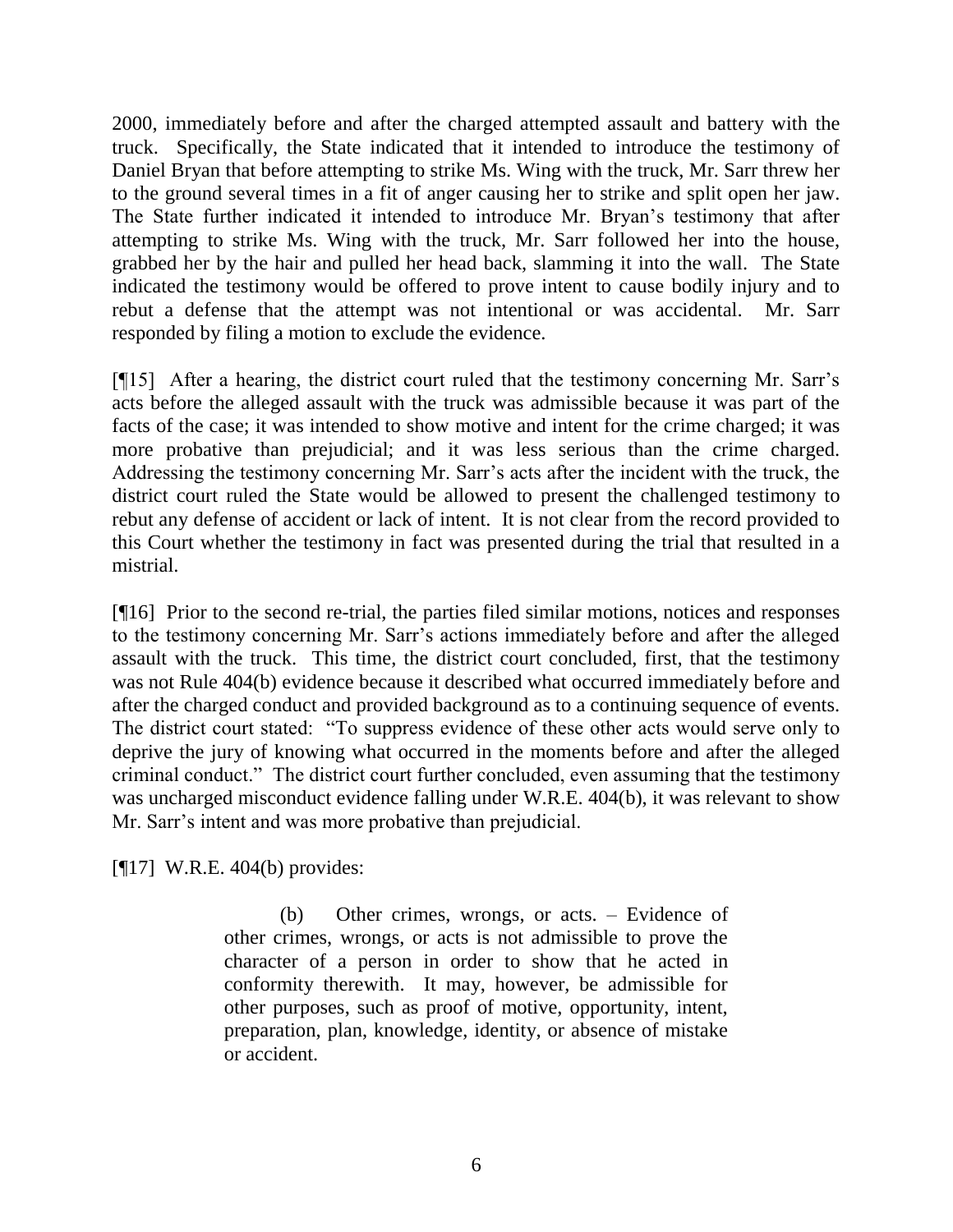2000, immediately before and after the charged attempted assault and battery with the truck. Specifically, the State indicated that it intended to introduce the testimony of Daniel Bryan that before attempting to strike Ms. Wing with the truck, Mr. Sarr threw her to the ground several times in a fit of anger causing her to strike and split open her jaw. The State further indicated it intended to introduce Mr. Bryan's testimony that after attempting to strike Ms. Wing with the truck, Mr. Sarr followed her into the house, grabbed her by the hair and pulled her head back, slamming it into the wall. The State indicated the testimony would be offered to prove intent to cause bodily injury and to rebut a defense that the attempt was not intentional or was accidental. Mr. Sarr responded by filing a motion to exclude the evidence.

[¶15] After a hearing, the district court ruled that the testimony concerning Mr. Sarr's acts before the alleged assault with the truck was admissible because it was part of the facts of the case; it was intended to show motive and intent for the crime charged; it was more probative than prejudicial; and it was less serious than the crime charged. Addressing the testimony concerning Mr. Sarr's acts after the incident with the truck, the district court ruled the State would be allowed to present the challenged testimony to rebut any defense of accident or lack of intent. It is not clear from the record provided to this Court whether the testimony in fact was presented during the trial that resulted in a mistrial.

[¶16] Prior to the second re-trial, the parties filed similar motions, notices and responses to the testimony concerning Mr. Sarr's actions immediately before and after the alleged assault with the truck. This time, the district court concluded, first, that the testimony was not Rule 404(b) evidence because it described what occurred immediately before and after the charged conduct and provided background as to a continuing sequence of events. The district court stated: "To suppress evidence of these other acts would serve only to deprive the jury of knowing what occurred in the moments before and after the alleged criminal conduct." The district court further concluded, even assuming that the testimony was uncharged misconduct evidence falling under W.R.E. 404(b), it was relevant to show Mr. Sarr's intent and was more probative than prejudicial.

[¶17] W.R.E. 404(b) provides:

> (b) Other crimes, wrongs, or acts. – Evidence of other crimes, wrongs, or acts is not admissible to prove the character of a person in order to show that he acted in conformity therewith. It may, however, be admissible for other purposes, such as proof of motive, opportunity, intent, preparation, plan, knowledge, identity, or absence of mistake or accident.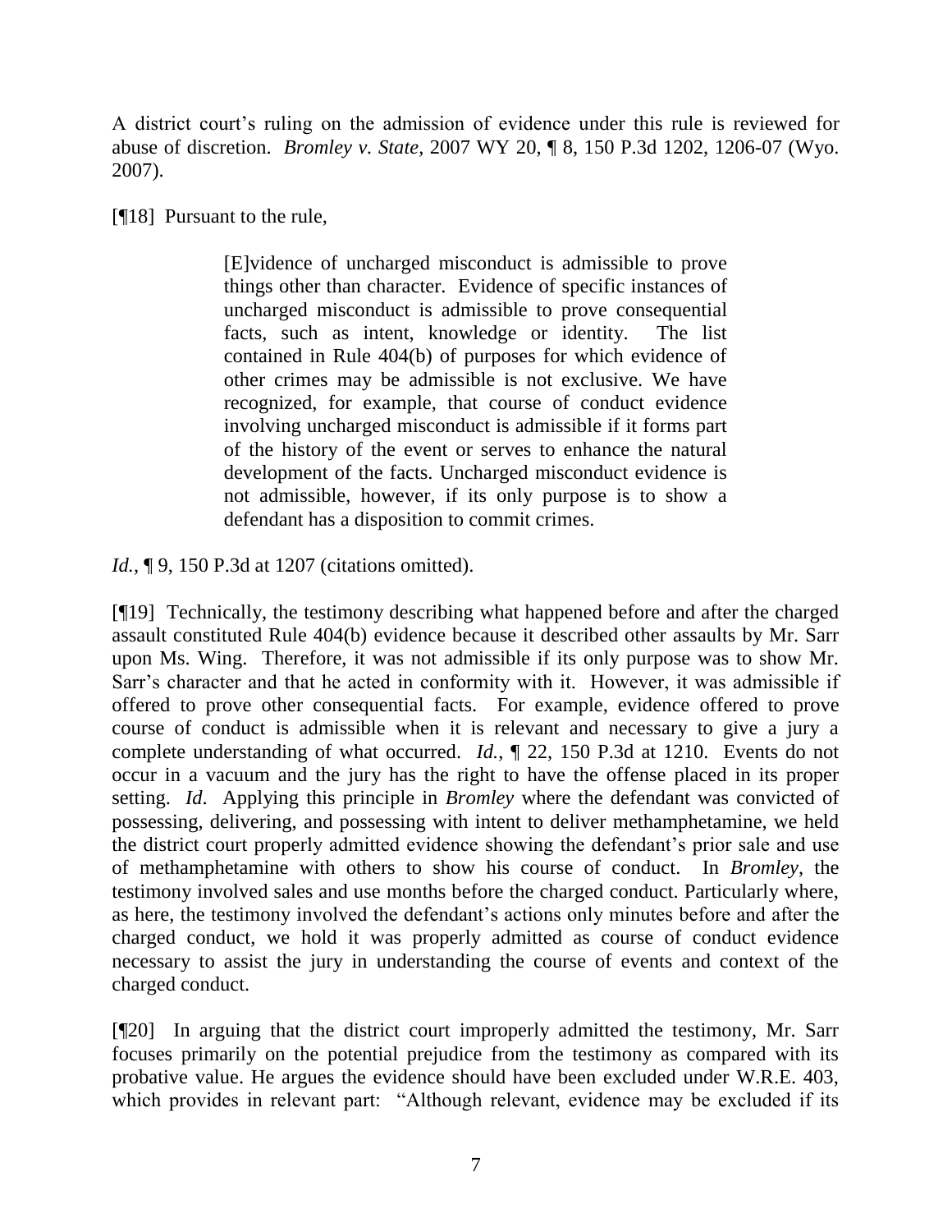A district court's ruling on the admission of evidence under this rule is reviewed for abuse of discretion. *Bromley v. State*, 2007 WY 20, ¶ 8, 150 P.3d 1202, 1206-07 (Wyo. 2007).

[¶18] Pursuant to the rule,

> [E]vidence of uncharged misconduct is admissible to prove things other than character. Evidence of specific instances of uncharged misconduct is admissible to prove consequential facts, such as intent, knowledge or identity. The list contained in Rule 404(b) of purposes for which evidence of other crimes may be admissible is not exclusive. We have recognized, for example, that course of conduct evidence involving uncharged misconduct is admissible if it forms part of the history of the event or serves to enhance the natural development of the facts. Uncharged misconduct evidence is not admissible, however, if its only purpose is to show a defendant has a disposition to commit crimes.

*Id.*, ¶ 9, 150 P.3d at 1207 (citations omitted).

[¶19] Technically, the testimony describing what happened before and after the charged assault constituted Rule 404(b) evidence because it described other assaults by Mr. Sarr upon Ms. Wing. Therefore, it was not admissible if its only purpose was to show Mr. Sarr's character and that he acted in conformity with it. However, it was admissible if offered to prove other consequential facts. For example, evidence offered to prove course of conduct is admissible when it is relevant and necessary to give a jury a complete understanding of what occurred. *Id.*, ¶ 22, 150 P.3d at 1210. Events do not occur in a vacuum and the jury has the right to have the offense placed in its proper setting. *Id*. Applying this principle in *Bromley* where the defendant was convicted of possessing, delivering, and possessing with intent to deliver methamphetamine, we held the district court properly admitted evidence showing the defendant's prior sale and use of methamphetamine with others to show his course of conduct. In *Bromley*, the testimony involved sales and use months before the charged conduct. Particularly where, as here, the testimony involved the defendant's actions only minutes before and after the charged conduct, we hold it was properly admitted as course of conduct evidence necessary to assist the jury in understanding the course of events and context of the charged conduct.

[¶20] In arguing that the district court improperly admitted the testimony, Mr. Sarr focuses primarily on the potential prejudice from the testimony as compared with its probative value. He argues the evidence should have been excluded under W.R.E. 403, which provides in relevant part: "Although relevant, evidence may be excluded if its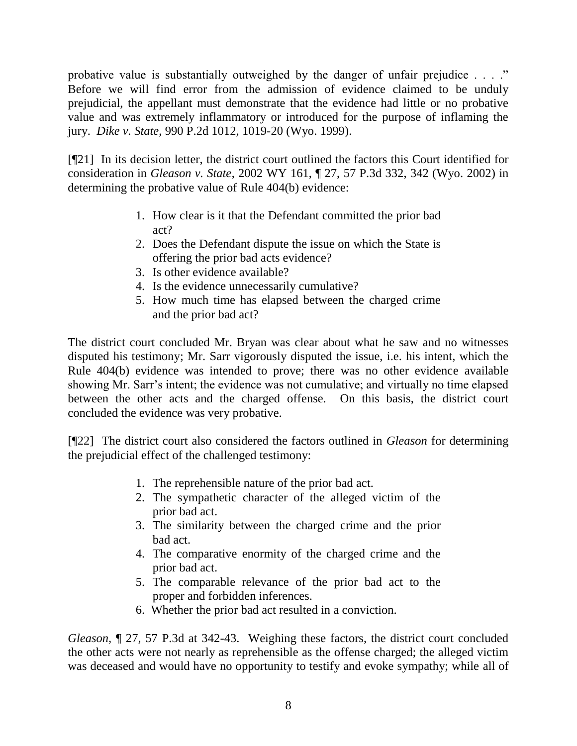probative value is substantially outweighed by the danger of unfair prejudice . . . ." Before we will find error from the admission of evidence claimed to be unduly prejudicial, the appellant must demonstrate that the evidence had little or no probative value and was extremely inflammatory or introduced for the purpose of inflaming the jury. *Dike v. State*, 990 P.2d 1012, 1019-20 (Wyo. 1999).

[¶21] In its decision letter, the district court outlined the factors this Court identified for consideration in *Gleason v. State*, 2002 WY 161, ¶ 27, 57 P.3d 332, 342 (Wyo. 2002) in determining the probative value of Rule 404(b) evidence:

> 1. How clear is it that the Defendant committed the prior bad act?
> 2. Does the Defendant dispute the issue on which the State is offering the prior bad acts evidence?
> 3. Is other evidence available?
> 4. Is the evidence unnecessarily cumulative?
> 5. How much time has elapsed between the charged crime and the prior bad act?

The district court concluded Mr. Bryan was clear about what he saw and no witnesses disputed his testimony; Mr. Sarr vigorously disputed the issue, i.e. his intent, which the Rule 404(b) evidence was intended to prove; there was no other evidence available showing Mr. Sarr's intent; the evidence was not cumulative; and virtually no time elapsed between the other acts and the charged offense. On this basis, the district court concluded the evidence was very probative.

[¶22] The district court also considered the factors outlined in *Gleason* for determining the prejudicial effect of the challenged testimony:

> 1. The reprehensible nature of the prior bad act.
> 2. The sympathetic character of the alleged victim of the prior bad act.
> 3. The similarity between the charged crime and the prior bad act.
> 4. The comparative enormity of the charged crime and the prior bad act.
> 5. The comparable relevance of the prior bad act to the proper and forbidden inferences.
> 6. Whether the prior bad act resulted in a conviction.

*Gleason*, ¶ 27, 57 P.3d at 342-43. Weighing these factors, the district court concluded the other acts were not nearly as reprehensible as the offense charged; the alleged victim was deceased and would have no opportunity to testify and evoke sympathy; while all of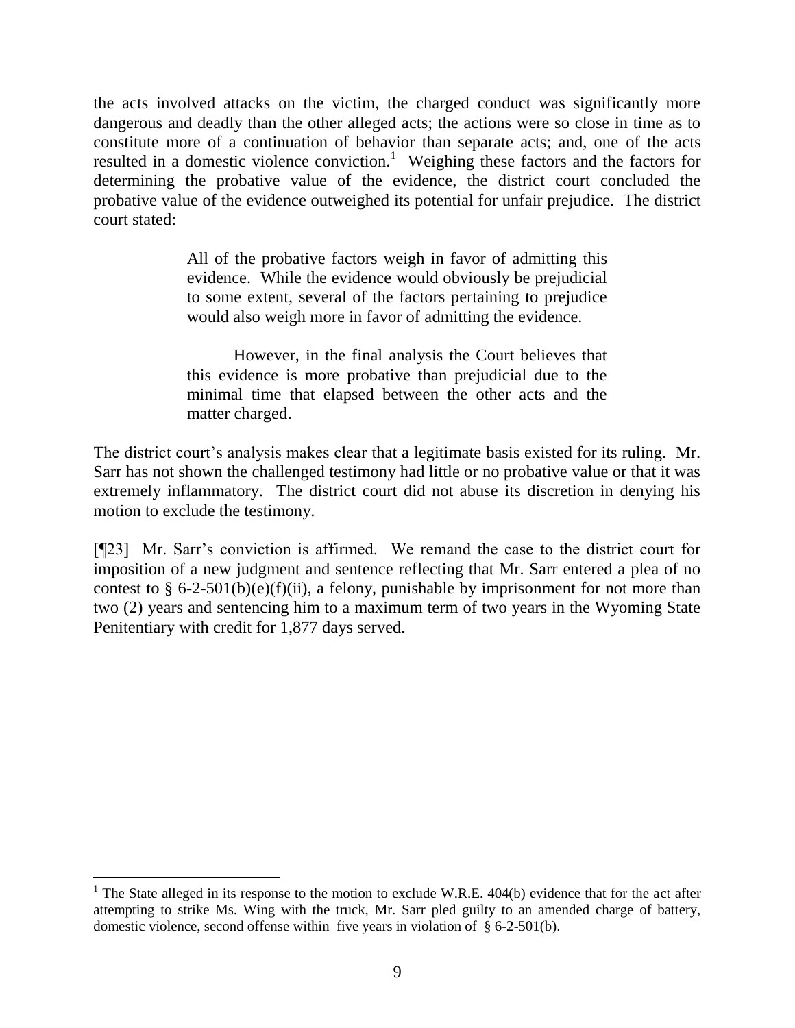the acts involved attacks on the victim, the charged conduct was significantly more dangerous and deadly than the other alleged acts; the actions were so close in time as to constitute more of a continuation of behavior than separate acts; and, one of the acts resulted in a domestic violence conviction.[1] Weighing these factors and the factors for determining the probative value of the evidence, the district court concluded the probative value of the evidence outweighed its potential for unfair prejudice. The district court stated:

> All of the probative factors weigh in favor of admitting this evidence. While the evidence would obviously be prejudicial to some extent, several of the factors pertaining to prejudice would also weigh more in favor of admitting the evidence.
>
> However, in the final analysis the Court believes that this evidence is more probative than prejudicial due to the minimal time that elapsed between the other acts and the matter charged.

The district court's analysis makes clear that a legitimate basis existed for its ruling. Mr. Sarr has not shown the challenged testimony had little or no probative value or that it was extremely inflammatory. The district court did not abuse its discretion in denying his motion to exclude the testimony.

[¶23] Mr. Sarr's conviction is affirmed. We remand the case to the district court for imposition of a new judgment and sentence reflecting that Mr. Sarr entered a plea of no contest to § 6-2-501(b)(e)(f)(ii), a felony, punishable by imprisonment for not more than two (2) years and sentencing him to a maximum term of two years in the Wyoming State Penitentiary with credit for 1,877 days served.

---

[1] The State alleged in its response to the motion to exclude W.R.E. 404(b) evidence that for the act after attempting to strike Ms. Wing with the truck, Mr. Sarr pled guilty to an amended charge of battery, domestic violence, second offense within five years in violation of § 6-2-501(b).